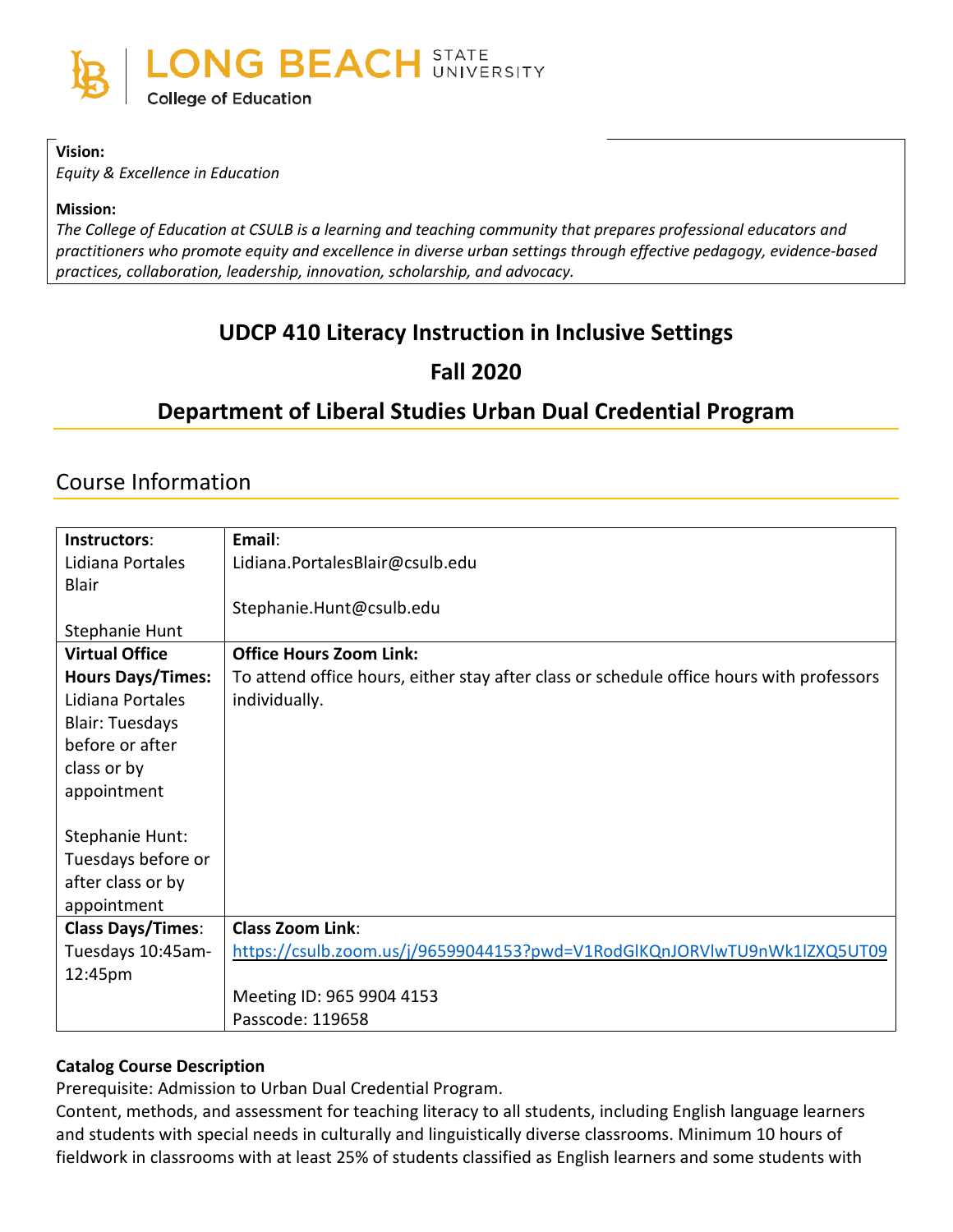LONG BEACH STATE UNIVERSITY

College of Education

**Vision:**
*Equity & Excellence in Education*

**Mission:**
*The College of Education at CSULB is a learning and teaching community that prepares professional educators and practitioners who promote equity and excellence in diverse urban settings through effective pedagogy, evidence-based practices, collaboration, leadership, innovation, scholarship, and advocacy.*

# UDCP 410 Literacy Instruction in Inclusive Settings

# Fall 2020

# Department of Liberal Studies Urban Dual Credential Program

## Course Information

| **Instructors**: Lidiana Portales Blair<br><br>Stephanie Hunt | **Email**: Lidiana.PortalesBlair@csulb.edu<br><br>Stephanie.Hunt@csulb.edu |
|---|---|
| **Virtual Office Hours Days/Times:** Lidiana Portales Blair: Tuesdays before or after class or by appointment<br><br>Stephanie Hunt: Tuesdays before or after class or by appointment | **Office Hours Zoom Link:** To attend office hours, either stay after class or schedule office hours with professors individually. |
| **Class Days/Times**: Tuesdays 10:45am-12:45pm | **Class Zoom Link**: https://csulb.zoom.us/j/96599044153?pwd=V1RodGlKQnJORVlwTU9nWk1lZXQ5UT09<br><br>Meeting ID: 965 9904 4153<br>Passcode: 119658 |

**Catalog Course Description**

Prerequisite: Admission to Urban Dual Credential Program.

Content, methods, and assessment for teaching literacy to all students, including English language learners and students with special needs in culturally and linguistically diverse classrooms. Minimum 10 hours of fieldwork in classrooms with at least 25% of students classified as English learners and some students with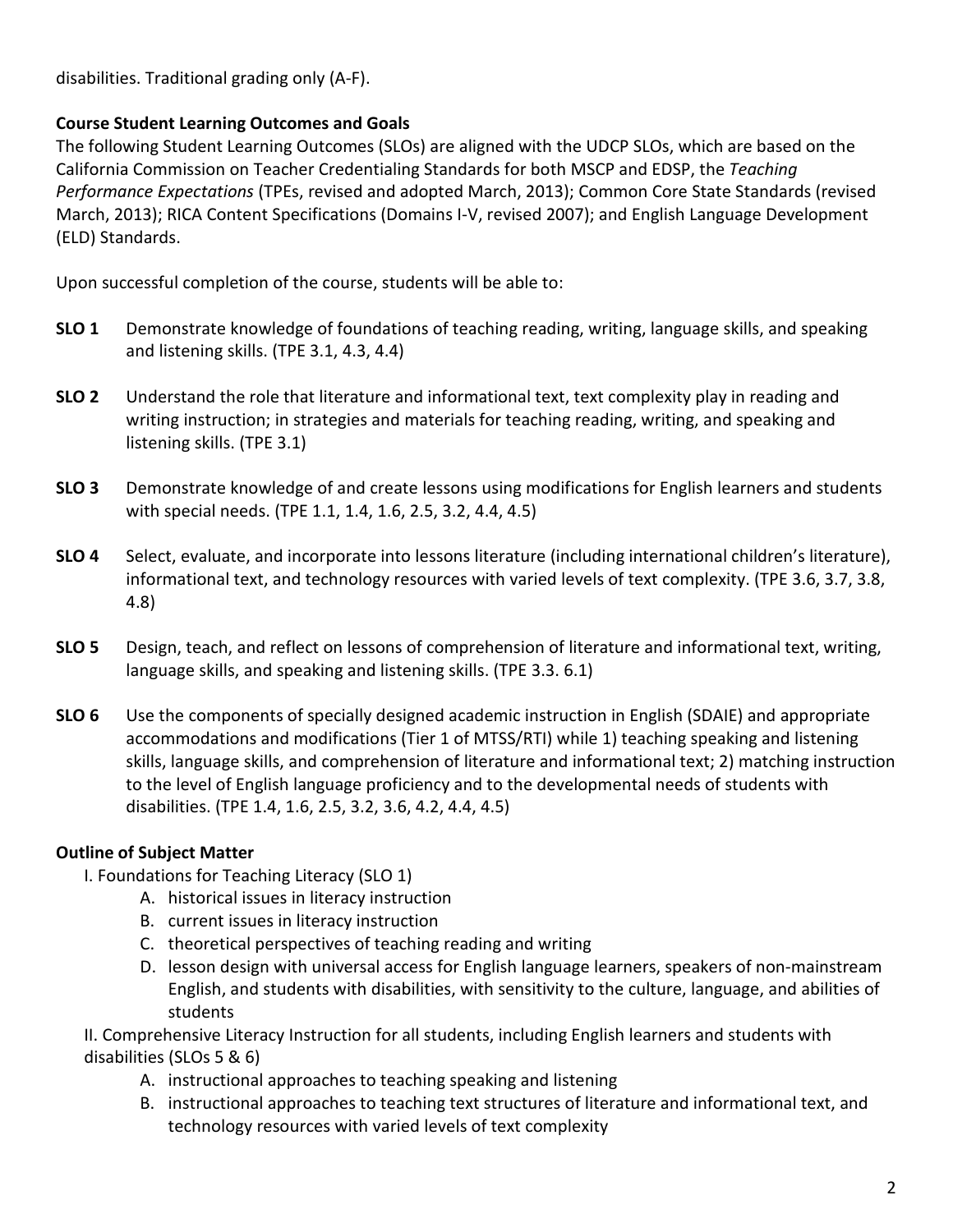disabilities. Traditional grading only (A-F).

**Course Student Learning Outcomes and Goals**

The following Student Learning Outcomes (SLOs) are aligned with the UDCP SLOs, which are based on the California Commission on Teacher Credentialing Standards for both MSCP and EDSP, the *Teaching Performance Expectations* (TPEs, revised and adopted March, 2013); Common Core State Standards (revised March, 2013); RICA Content Specifications (Domains I-V, revised 2007); and English Language Development (ELD) Standards.

Upon successful completion of the course, students will be able to:

**SLO 1** Demonstrate knowledge of foundations of teaching reading, writing, language skills, and speaking and listening skills. (TPE 3.1, 4.3, 4.4)

**SLO 2** Understand the role that literature and informational text, text complexity play in reading and writing instruction; in strategies and materials for teaching reading, writing, and speaking and listening skills. (TPE 3.1)

**SLO 3** Demonstrate knowledge of and create lessons using modifications for English learners and students with special needs. (TPE 1.1, 1.4, 1.6, 2.5, 3.2, 4.4, 4.5)

**SLO 4** Select, evaluate, and incorporate into lessons literature (including international children's literature), informational text, and technology resources with varied levels of text complexity. (TPE 3.6, 3.7, 3.8, 4.8)

**SLO 5** Design, teach, and reflect on lessons of comprehension of literature and informational text, writing, language skills, and speaking and listening skills. (TPE 3.3. 6.1)

**SLO 6** Use the components of specially designed academic instruction in English (SDAIE) and appropriate accommodations and modifications (Tier 1 of MTSS/RTI) while 1) teaching speaking and listening skills, language skills, and comprehension of literature and informational text; 2) matching instruction to the level of English language proficiency and to the developmental needs of students with disabilities. (TPE 1.4, 1.6, 2.5, 3.2, 3.6, 4.2, 4.4, 4.5)

**Outline of Subject Matter**

I. Foundations for Teaching Literacy (SLO 1)

A. historical issues in literacy instruction
B. current issues in literacy instruction
C. theoretical perspectives of teaching reading and writing
D. lesson design with universal access for English language learners, speakers of non-mainstream English, and students with disabilities, with sensitivity to the culture, language, and abilities of students

II. Comprehensive Literacy Instruction for all students, including English learners and students with disabilities (SLOs 5 & 6)

A. instructional approaches to teaching speaking and listening
B. instructional approaches to teaching text structures of literature and informational text, and technology resources with varied levels of text complexity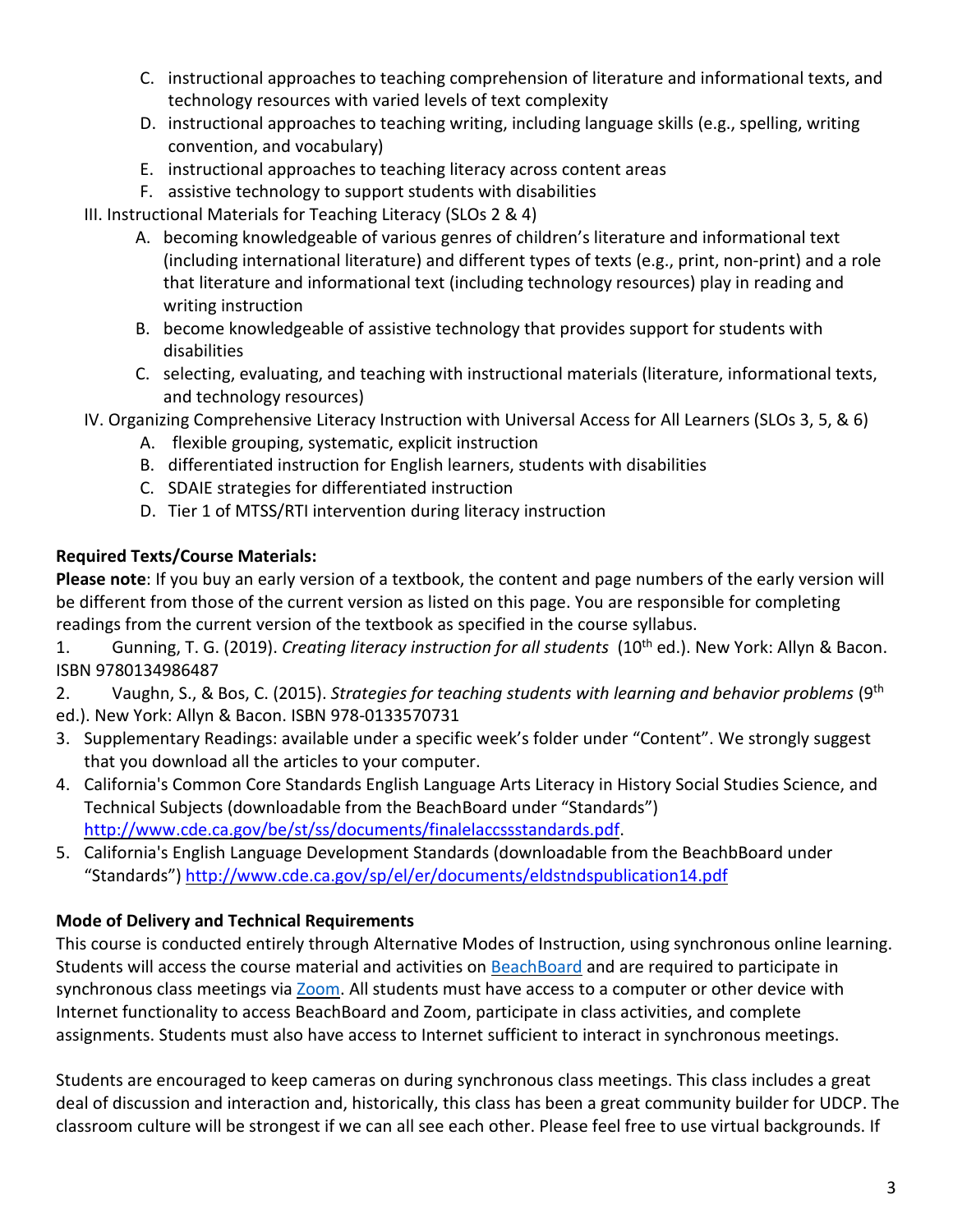C. instructional approaches to teaching comprehension of literature and informational texts, and technology resources with varied levels of text complexity
   D. instructional approaches to teaching writing, including language skills (e.g., spelling, writing convention, and vocabulary)
   E. instructional approaches to teaching literacy across content areas
   F. assistive technology to support students with disabilities

III. Instructional Materials for Teaching Literacy (SLOs 2 & 4)
   A. becoming knowledgeable of various genres of children's literature and informational text (including international literature) and different types of texts (e.g., print, non-print) and a role that literature and informational text (including technology resources) play in reading and writing instruction
   B. become knowledgeable of assistive technology that provides support for students with disabilities
   C. selecting, evaluating, and teaching with instructional materials (literature, informational texts, and technology resources)

IV. Organizing Comprehensive Literacy Instruction with Universal Access for All Learners (SLOs 3, 5, & 6)
   A. flexible grouping, systematic, explicit instruction
   B. differentiated instruction for English learners, students with disabilities
   C. SDAIE strategies for differentiated instruction
   D. Tier 1 of MTSS/RTI intervention during literacy instruction

**Required Texts/Course Materials:**

**Please note**: If you buy an early version of a textbook, the content and page numbers of the early version will be different from those of the current version as listed on this page. You are responsible for completing readings from the current version of the textbook as specified in the course syllabus.

1. Gunning, T. G. (2019). *Creating literacy instruction for all students* (10th ed.). New York: Allyn & Bacon. ISBN 9780134986487
2. Vaughn, S., & Bos, C. (2015). *Strategies for teaching students with learning and behavior problems* (9th ed.). New York: Allyn & Bacon. ISBN 978-0133570731
3. Supplementary Readings: available under a specific week's folder under "Content". We strongly suggest that you download all the articles to your computer.
4. California's Common Core Standards English Language Arts Literacy in History Social Studies Science, and Technical Subjects (downloadable from the BeachBoard under "Standards") http://www.cde.ca.gov/be/st/ss/documents/finalelaccssstandards.pdf.
5. California's English Language Development Standards (downloadable from the BeachbBoard under "Standards") http://www.cde.ca.gov/sp/el/er/documents/eldstndspublication14.pdf

**Mode of Delivery and Technical Requirements**

This course is conducted entirely through Alternative Modes of Instruction, using synchronous online learning. Students will access the course material and activities on BeachBoard and are required to participate in synchronous class meetings via Zoom. All students must have access to a computer or other device with Internet functionality to access BeachBoard and Zoom, participate in class activities, and complete assignments. Students must also have access to Internet sufficient to interact in synchronous meetings.

Students are encouraged to keep cameras on during synchronous class meetings. This class includes a great deal of discussion and interaction and, historically, this class has been a great community builder for UDCP. The classroom culture will be strongest if we can all see each other. Please feel free to use virtual backgrounds. If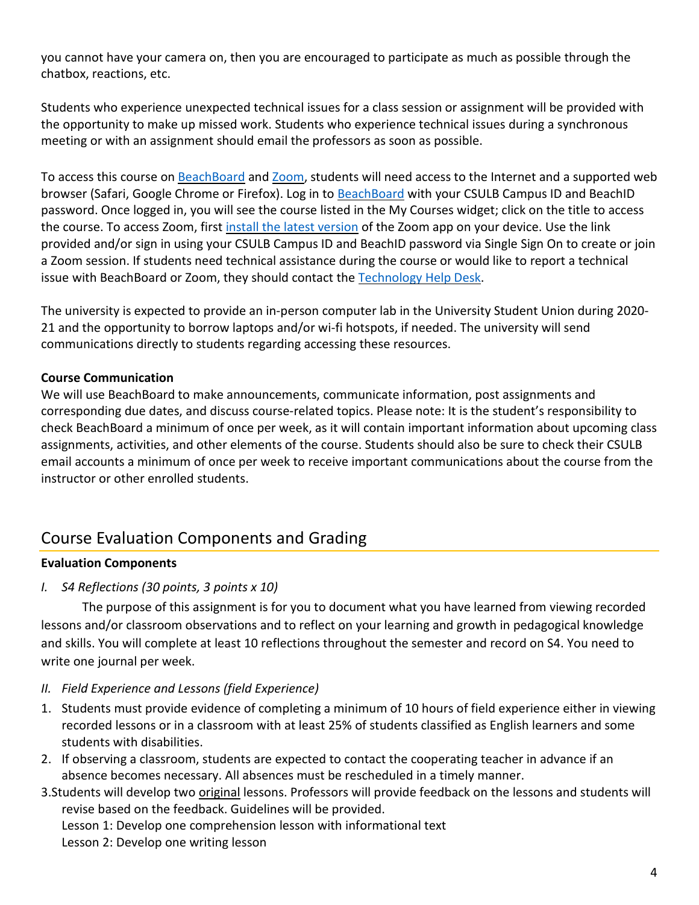you cannot have your camera on, then you are encouraged to participate as much as possible through the chatbox, reactions, etc.

Students who experience unexpected technical issues for a class session or assignment will be provided with the opportunity to make up missed work. Students who experience technical issues during a synchronous meeting or with an assignment should email the professors as soon as possible.

To access this course on BeachBoard and Zoom, students will need access to the Internet and a supported web browser (Safari, Google Chrome or Firefox). Log in to BeachBoard with your CSULB Campus ID and BeachID password. Once logged in, you will see the course listed in the My Courses widget; click on the title to access the course. To access Zoom, first install the latest version of the Zoom app on your device. Use the link provided and/or sign in using your CSULB Campus ID and BeachID password via Single Sign On to create or join a Zoom session. If students need technical assistance during the course or would like to report a technical issue with BeachBoard or Zoom, they should contact the Technology Help Desk.

The university is expected to provide an in-person computer lab in the University Student Union during 2020-21 and the opportunity to borrow laptops and/or wi-fi hotspots, if needed. The university will send communications directly to students regarding accessing these resources.

**Course Communication**

We will use BeachBoard to make announcements, communicate information, post assignments and corresponding due dates, and discuss course-related topics. Please note: It is the student's responsibility to check BeachBoard a minimum of once per week, as it will contain important information about upcoming class assignments, activities, and other elements of the course. Students should also be sure to check their CSULB email accounts a minimum of once per week to receive important communications about the course from the instructor or other enrolled students.

## Course Evaluation Components and Grading

**Evaluation Components**

*I. S4 Reflections (30 points, 3 points x 10)*

The purpose of this assignment is for you to document what you have learned from viewing recorded lessons and/or classroom observations and to reflect on your learning and growth in pedagogical knowledge and skills. You will complete at least 10 reflections throughout the semester and record on S4. You need to write one journal per week.

*II. Field Experience and Lessons (field Experience)*

1. Students must provide evidence of completing a minimum of 10 hours of field experience either in viewing recorded lessons or in a classroom with at least 25% of students classified as English learners and some students with disabilities.
2. If observing a classroom, students are expected to contact the cooperating teacher in advance if an absence becomes necessary. All absences must be rescheduled in a timely manner.
3. Students will develop two <u>original</u> lessons. Professors will provide feedback on the lessons and students will revise based on the feedback. Guidelines will be provided.
   Lesson 1: Develop one comprehension lesson with informational text
   Lesson 2: Develop one writing lesson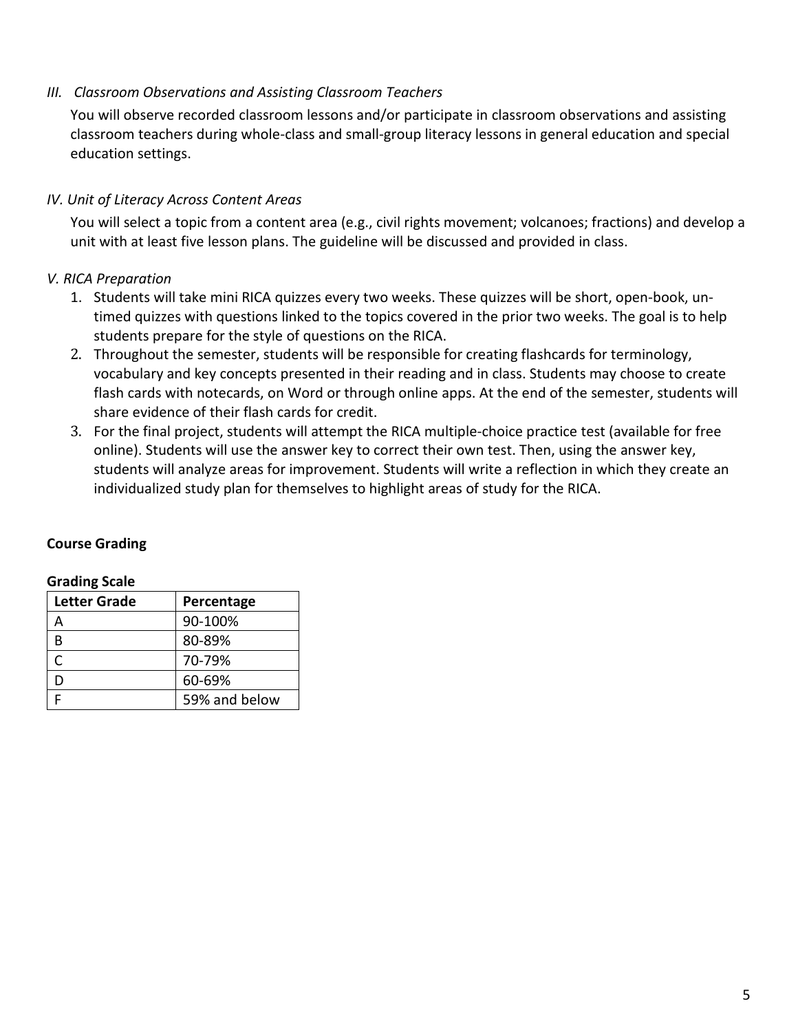*III. Classroom Observations and Assisting Classroom Teachers*

You will observe recorded classroom lessons and/or participate in classroom observations and assisting classroom teachers during whole-class and small-group literacy lessons in general education and special education settings.

*IV. Unit of Literacy Across Content Areas*

You will select a topic from a content area (e.g., civil rights movement; volcanoes; fractions) and develop a unit with at least five lesson plans. The guideline will be discussed and provided in class.

*V. RICA Preparation*

1. Students will take mini RICA quizzes every two weeks. These quizzes will be short, open-book, un-timed quizzes with questions linked to the topics covered in the prior two weeks. The goal is to help students prepare for the style of questions on the RICA.
2. Throughout the semester, students will be responsible for creating flashcards for terminology, vocabulary and key concepts presented in their reading and in class. Students may choose to create flash cards with notecards, on Word or through online apps. At the end of the semester, students will share evidence of their flash cards for credit.
3. For the final project, students will attempt the RICA multiple-choice practice test (available for free online). Students will use the answer key to correct their own test. Then, using the answer key, students will analyze areas for improvement. Students will write a reflection in which they create an individualized study plan for themselves to highlight areas of study for the RICA.

**Course Grading**

**Grading Scale**

| Letter Grade | Percentage |
|---|---|
| A | 90-100% |
| B | 80-89% |
| C | 70-79% |
| D | 60-69% |
| F | 59% and below |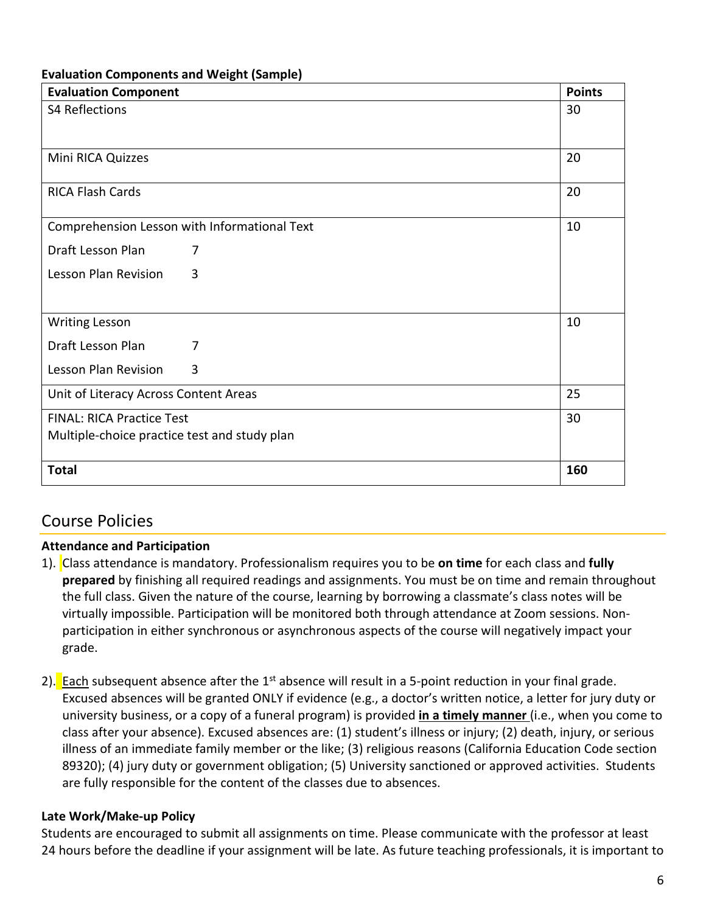**Evaluation Components and Weight (Sample)**

| Evaluation Component | Points |
|---|---|
| S4 Reflections | 30 |
| Mini RICA Quizzes | 20 |
| RICA Flash Cards | 20 |
| Comprehension Lesson with Informational Text<br>Draft Lesson Plan 7<br>Lesson Plan Revision 3 | 10 |
| Writing Lesson<br>Draft Lesson Plan 7<br>Lesson Plan Revision 3 | 10 |
| Unit of Literacy Across Content Areas | 25 |
| FINAL: RICA Practice Test<br>Multiple-choice practice test and study plan | 30 |
| **Total** | **160** |

## Course Policies

**Attendance and Participation**

1). Class attendance is mandatory. Professionalism requires you to be **on time** for each class and **fully prepared** by finishing all required readings and assignments. You must be on time and remain throughout the full class. Given the nature of the course, learning by borrowing a classmate's class notes will be virtually impossible. Participation will be monitored both through attendance at Zoom sessions. Non-participation in either synchronous or asynchronous aspects of the course will negatively impact your grade.

2). Each subsequent absence after the 1st absence will result in a 5-point reduction in your final grade. Excused absences will be granted ONLY if evidence (e.g., a doctor's written notice, a letter for jury duty or university business, or a copy of a funeral program) is provided **in a timely manner** (i.e., when you come to class after your absence). Excused absences are: (1) student's illness or injury; (2) death, injury, or serious illness of an immediate family member or the like; (3) religious reasons (California Education Code section 89320); (4) jury duty or government obligation; (5) University sanctioned or approved activities. Students are fully responsible for the content of the classes due to absences.

**Late Work/Make-up Policy**

Students are encouraged to submit all assignments on time. Please communicate with the professor at least 24 hours before the deadline if your assignment will be late. As future teaching professionals, it is important to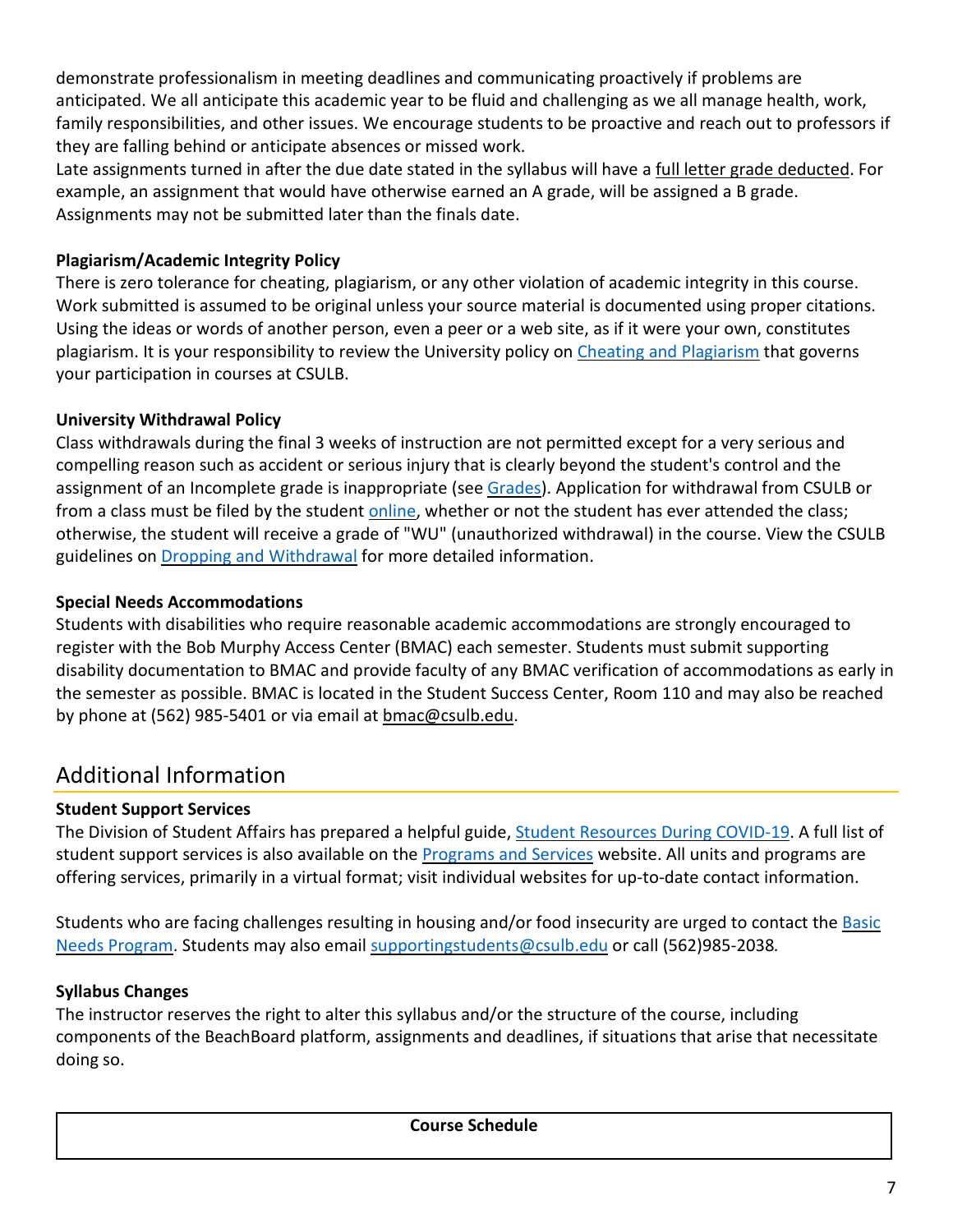demonstrate professionalism in meeting deadlines and communicating proactively if problems are anticipated. We all anticipate this academic year to be fluid and challenging as we all manage health, work, family responsibilities, and other issues. We encourage students to be proactive and reach out to professors if they are falling behind or anticipate absences or missed work.
Late assignments turned in after the due date stated in the syllabus will have a full letter grade deducted. For example, an assignment that would have otherwise earned an A grade, will be assigned a B grade. Assignments may not be submitted later than the finals date.

**Plagiarism/Academic Integrity Policy**
There is zero tolerance for cheating, plagiarism, or any other violation of academic integrity in this course. Work submitted is assumed to be original unless your source material is documented using proper citations. Using the ideas or words of another person, even a peer or a web site, as if it were your own, constitutes plagiarism. It is your responsibility to review the University policy on Cheating and Plagiarism that governs your participation in courses at CSULB.

**University Withdrawal Policy**
Class withdrawals during the final 3 weeks of instruction are not permitted except for a very serious and compelling reason such as accident or serious injury that is clearly beyond the student's control and the assignment of an Incomplete grade is inappropriate (see Grades). Application for withdrawal from CSULB or from a class must be filed by the student online, whether or not the student has ever attended the class; otherwise, the student will receive a grade of "WU" (unauthorized withdrawal) in the course. View the CSULB guidelines on Dropping and Withdrawal for more detailed information.

**Special Needs Accommodations**
Students with disabilities who require reasonable academic accommodations are strongly encouraged to register with the Bob Murphy Access Center (BMAC) each semester. Students must submit supporting disability documentation to BMAC and provide faculty of any BMAC verification of accommodations as early in the semester as possible. BMAC is located in the Student Success Center, Room 110 and may also be reached by phone at (562) 985-5401 or via email at bmac@csulb.edu.

## Additional Information

**Student Support Services**
The Division of Student Affairs has prepared a helpful guide, Student Resources During COVID-19. A full list of student support services is also available on the Programs and Services website. All units and programs are offering services, primarily in a virtual format; visit individual websites for up-to-date contact information.

Students who are facing challenges resulting in housing and/or food insecurity are urged to contact the Basic Needs Program. Students may also email supportingstudents@csulb.edu or call (562)985-2038.

**Syllabus Changes**
The instructor reserves the right to alter this syllabus and/or the structure of the course, including components of the BeachBoard platform, assignments and deadlines, if situations that arise that necessitate doing so.

| Course Schedule |
|---|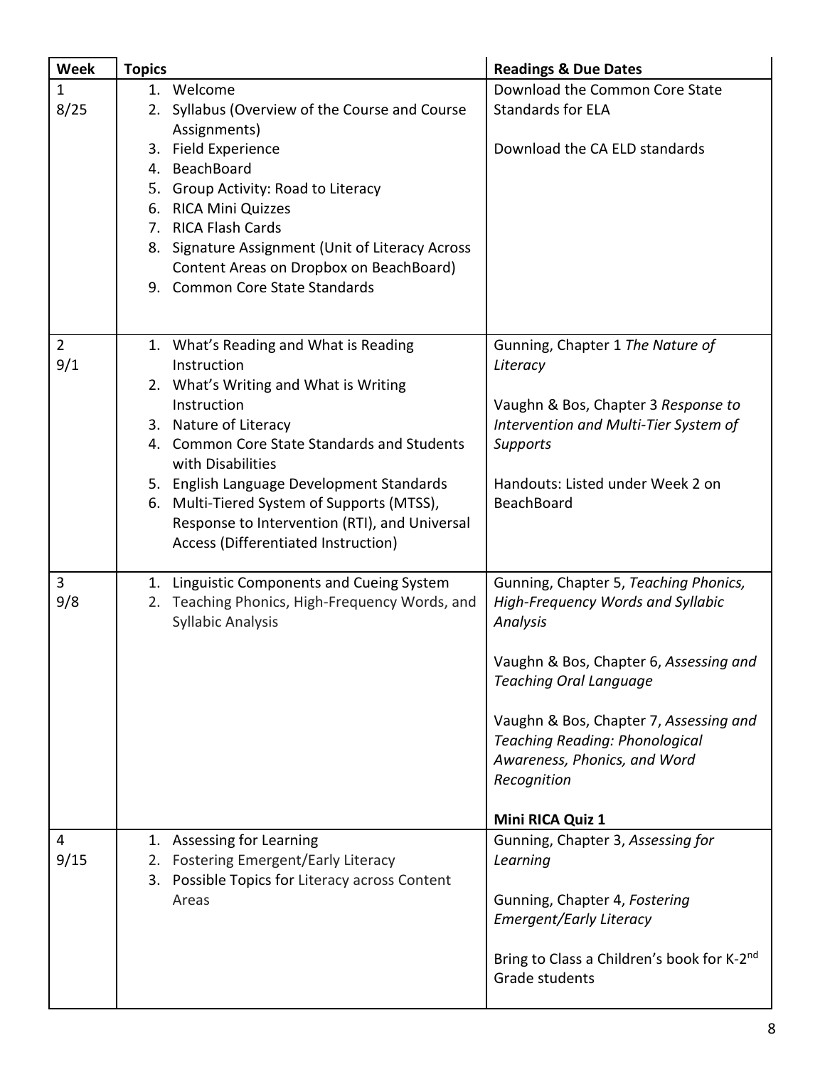| Week | Topics | Readings & Due Dates |
|---|---|---|
| 1<br>8/25 | 1. Welcome<br>2. Syllabus (Overview of the Course and Course Assignments)<br>3. Field Experience<br>4. BeachBoard<br>5. Group Activity: Road to Literacy<br>6. RICA Mini Quizzes<br>7. RICA Flash Cards<br>8. Signature Assignment (Unit of Literacy Across Content Areas on Dropbox on BeachBoard)<br>9. Common Core State Standards | Download the Common Core State Standards for ELA<br><br>Download the CA ELD standards |
| 2<br>9/1 | 1. What's Reading and What is Reading Instruction<br>2. What's Writing and What is Writing Instruction<br>3. Nature of Literacy<br>4. Common Core State Standards and Students with Disabilities<br>5. English Language Development Standards<br>6. Multi-Tiered System of Supports (MTSS), Response to Intervention (RTI), and Universal Access (Differentiated Instruction) | Gunning, Chapter 1 *The Nature of Literacy*<br><br>Vaughn & Bos, Chapter 3 *Response to Intervention and Multi-Tier System of Supports*<br><br>Handouts: Listed under Week 2 on BeachBoard |
| 3<br>9/8 | 1. Linguistic Components and Cueing System<br>2. Teaching Phonics, High-Frequency Words, and Syllabic Analysis | Gunning, Chapter 5, *Teaching Phonics, High-Frequency Words and Syllabic Analysis*<br><br>Vaughn & Bos, Chapter 6, *Assessing and Teaching Oral Language*<br><br>Vaughn & Bos, Chapter 7, *Assessing and Teaching Reading: Phonological Awareness, Phonics, and Word Recognition*<br><br>**Mini RICA Quiz 1** |
| 4<br>9/15 | 1. Assessing for Learning<br>2. Fostering Emergent/Early Literacy<br>3. Possible Topics for Literacy across Content Areas | Gunning, Chapter 3, *Assessing for Learning*<br><br>Gunning, Chapter 4, *Fostering Emergent/Early Literacy*<br><br>Bring to Class a Children's book for K-2nd Grade students |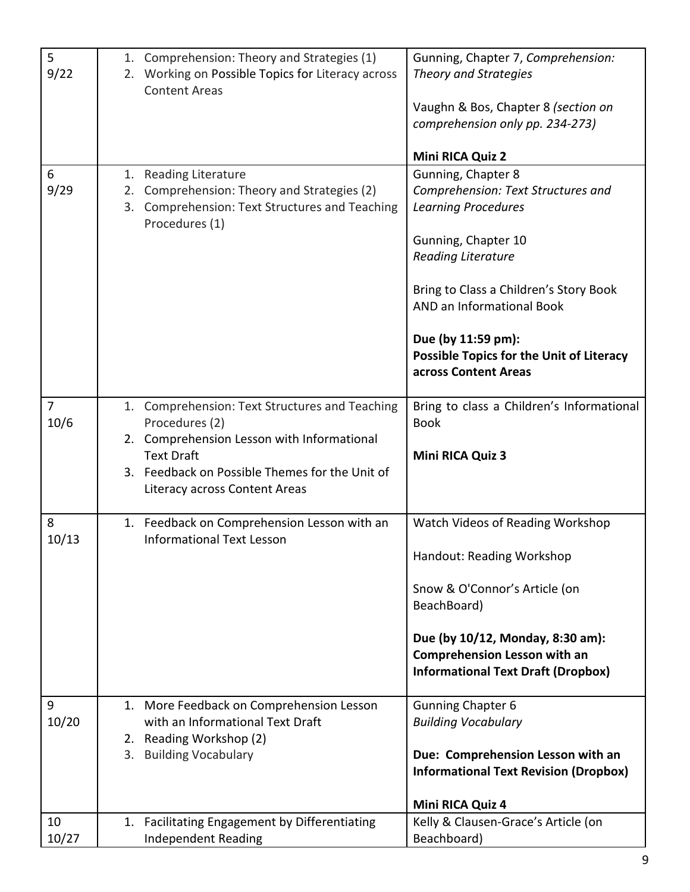| | | |
|---|---|---|
| 5<br>9/22 | 1. Comprehension: Theory and Strategies (1)<br>2. Working on Possible Topics for Literacy across Content Areas | Gunning, Chapter 7, *Comprehension: Theory and Strategies*<br><br>Vaughn & Bos, Chapter 8 *(section on comprehension only pp. 234-273)*<br><br>**Mini RICA Quiz 2** |
| 6<br>9/29 | 1. Reading Literature<br>2. Comprehension: Theory and Strategies (2)<br>3. Comprehension: Text Structures and Teaching Procedures (1) | Gunning, Chapter 8<br>*Comprehension: Text Structures and Learning Procedures*<br><br>Gunning, Chapter 10<br>*Reading Literature*<br><br>Bring to Class a Children's Story Book AND an Informational Book<br><br>**Due (by 11:59 pm):**<br>**Possible Topics for the Unit of Literacy across Content Areas** |
| 7<br>10/6 | 1. Comprehension: Text Structures and Teaching Procedures (2)<br>2. Comprehension Lesson with Informational Text Draft<br>3. Feedback on Possible Themes for the Unit of Literacy across Content Areas | Bring to class a Children's Informational Book<br><br>**Mini RICA Quiz 3** |
| 8<br>10/13 | 1. Feedback on Comprehension Lesson with an Informational Text Lesson | Watch Videos of Reading Workshop<br><br>Handout: Reading Workshop<br><br>Snow & O'Connor's Article (on BeachBoard)<br><br>**Due (by 10/12, Monday, 8:30 am):**<br>**Comprehension Lesson with an Informational Text Draft (Dropbox)** |
| 9<br>10/20 | 1. More Feedback on Comprehension Lesson with an Informational Text Draft<br>2. Reading Workshop (2)<br>3. Building Vocabulary | Gunning Chapter 6<br>*Building Vocabulary*<br><br>**Due: Comprehension Lesson with an Informational Text Revision (Dropbox)**<br><br>**Mini RICA Quiz 4** |
| 10<br>10/27 | 1. Facilitating Engagement by Differentiating Independent Reading | Kelly & Clausen-Grace's Article (on Beachboard) |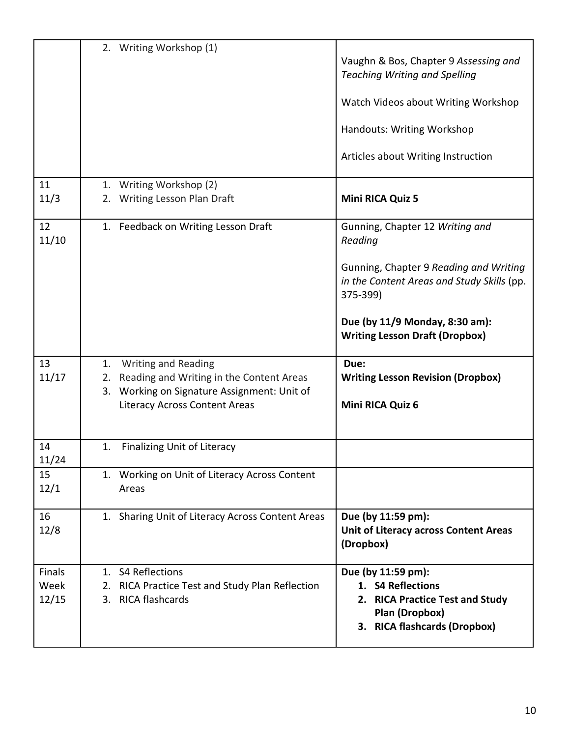| | | |
|---|---|---|
| | 2. Writing Workshop (1) | Vaughn & Bos, Chapter 9 *Assessing and Teaching Writing and Spelling*<br><br>Watch Videos about Writing Workshop<br><br>Handouts: Writing Workshop<br><br>Articles about Writing Instruction |
| 11<br>11/3 | 1. Writing Workshop (2)<br>2. Writing Lesson Plan Draft | **Mini RICA Quiz 5** |
| 12<br>11/10 | 1. Feedback on Writing Lesson Draft | Gunning, Chapter 12 *Writing and Reading*<br><br>Gunning, Chapter 9 *Reading and Writing in the Content Areas and Study Skills* (pp. 375-399)<br><br>**Due (by 11/9 Monday, 8:30 am): Writing Lesson Draft (Dropbox)** |
| 13<br>11/17 | 1. Writing and Reading<br>2. Reading and Writing in the Content Areas<br>3. Working on Signature Assignment: Unit of Literacy Across Content Areas | **Due:**<br>**Writing Lesson Revision (Dropbox)**<br><br>**Mini RICA Quiz 6** |
| 14<br>11/24 | 1. Finalizing Unit of Literacy | |
| 15<br>12/1 | 1. Working on Unit of Literacy Across Content Areas | |
| 16<br>12/8 | 1. Sharing Unit of Literacy Across Content Areas | **Due (by 11:59 pm):**<br>**Unit of Literacy across Content Areas (Dropbox)** |
| Finals Week<br>12/15 | 1. S4 Reflections<br>2. RICA Practice Test and Study Plan Reflection<br>3. RICA flashcards | **Due (by 11:59 pm):**<br>**1. S4 Reflections**<br>**2. RICA Practice Test and Study Plan (Dropbox)**<br>**3. RICA flashcards (Dropbox)** |